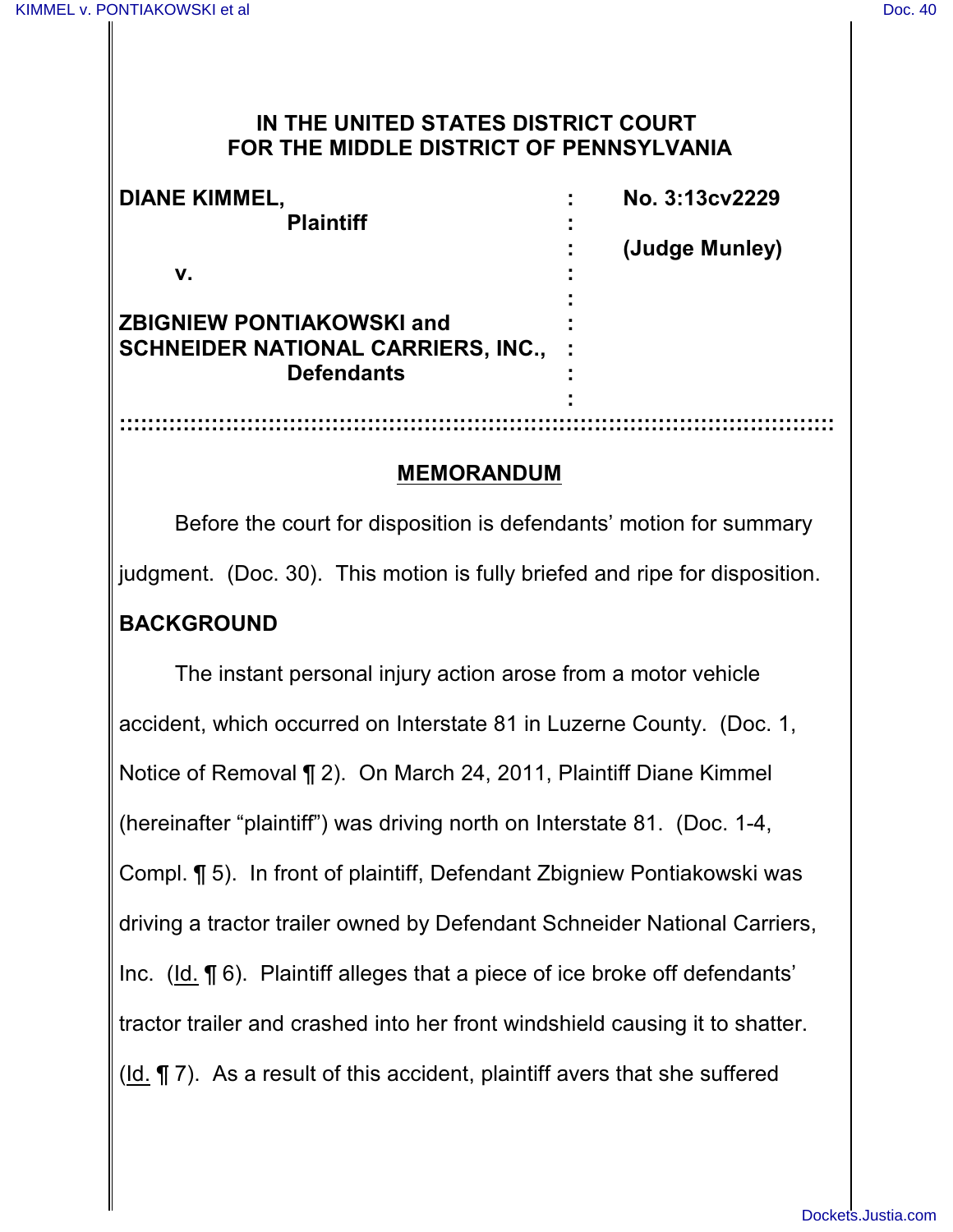**IN THE UNITED STATES DISTRICT COURT**
**FOR THE MIDDLE DISTRICT OF PENNSYLVANIA**

| | | |
|---|---|---|
| **DIANE KIMMEL,** | : | **No. 3:13cv2229** |
| **Plaintiff** | : | |
| | : | **(Judge Munley)** |
| **v.** | : | |
| | : | |
| **ZBIGNIEW PONTIAKOWSKI and** | : | |
| **SCHNEIDER NATIONAL CARRIERS, INC.,** | : | |
| **Defendants** | : | |

## MEMORANDUM

Before the court for disposition is defendants' motion for summary judgment. (Doc. 30). This motion is fully briefed and ripe for disposition.

### BACKGROUND

The instant personal injury action arose from a motor vehicle accident, which occurred on Interstate 81 in Luzerne County. (Doc. 1, Notice of Removal ¶ 2). On March 24, 2011, Plaintiff Diane Kimmel (hereinafter "plaintiff") was driving north on Interstate 81. (Doc. 1-4, Compl. ¶ 5). In front of plaintiff, Defendant Zbigniew Pontiakowski was driving a tractor trailer owned by Defendant Schneider National Carriers, Inc. (Id. ¶ 6). Plaintiff alleges that a piece of ice broke off defendants' tractor trailer and crashed into her front windshield causing it to shatter. (Id. ¶ 7). As a result of this accident, plaintiff avers that she suffered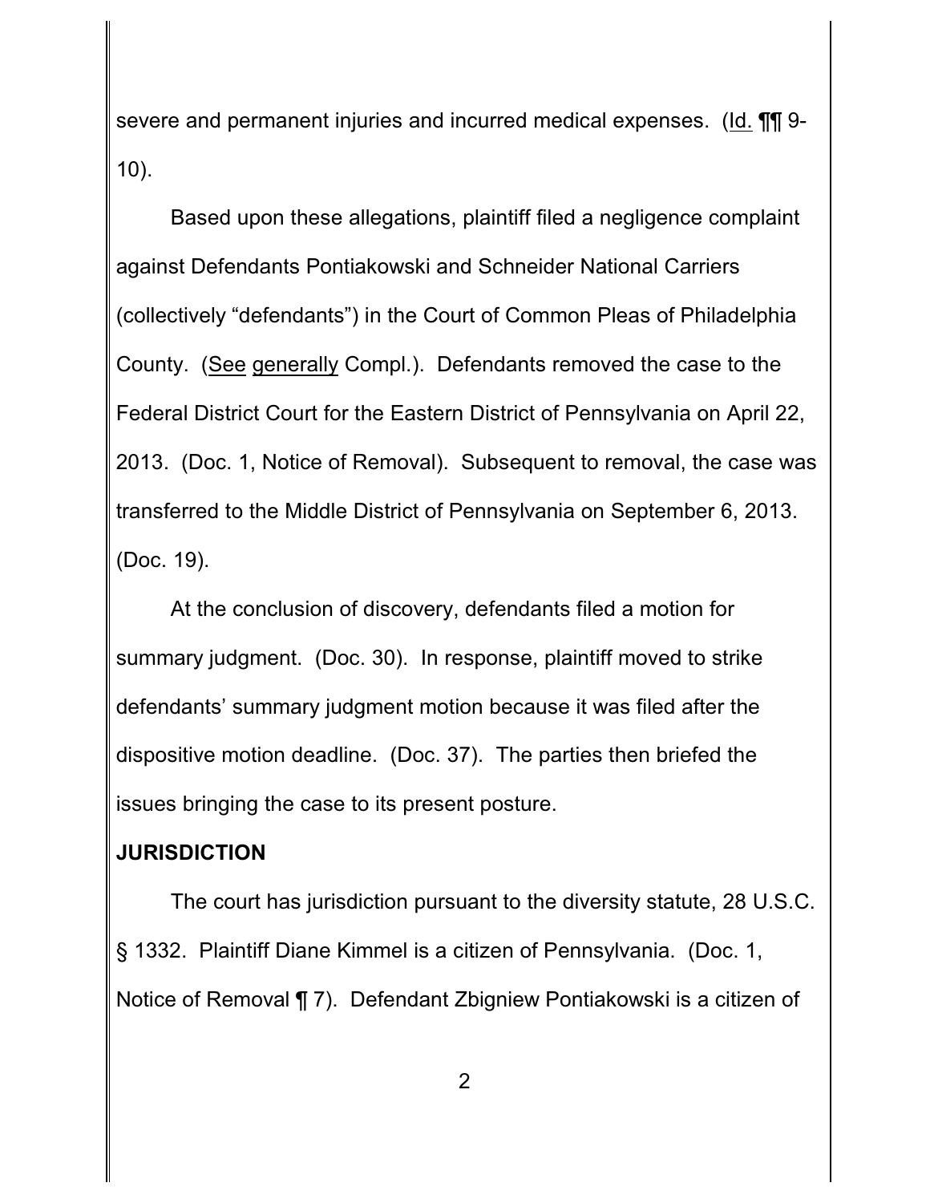severe and permanent injuries and incurred medical expenses. (Id. ¶¶ 9-10).

Based upon these allegations, plaintiff filed a negligence complaint against Defendants Pontiakowski and Schneider National Carriers (collectively "defendants") in the Court of Common Pleas of Philadelphia County. (See generally Compl.). Defendants removed the case to the Federal District Court for the Eastern District of Pennsylvania on April 22, 2013. (Doc. 1, Notice of Removal). Subsequent to removal, the case was transferred to the Middle District of Pennsylvania on September 6, 2013. (Doc. 19).

At the conclusion of discovery, defendants filed a motion for summary judgment. (Doc. 30). In response, plaintiff moved to strike defendants' summary judgment motion because it was filed after the dispositive motion deadline. (Doc. 37). The parties then briefed the issues bringing the case to its present posture.

**JURISDICTION**

The court has jurisdiction pursuant to the diversity statute, 28 U.S.C. § 1332. Plaintiff Diane Kimmel is a citizen of Pennsylvania. (Doc. 1, Notice of Removal ¶ 7). Defendant Zbigniew Pontiakowski is a citizen of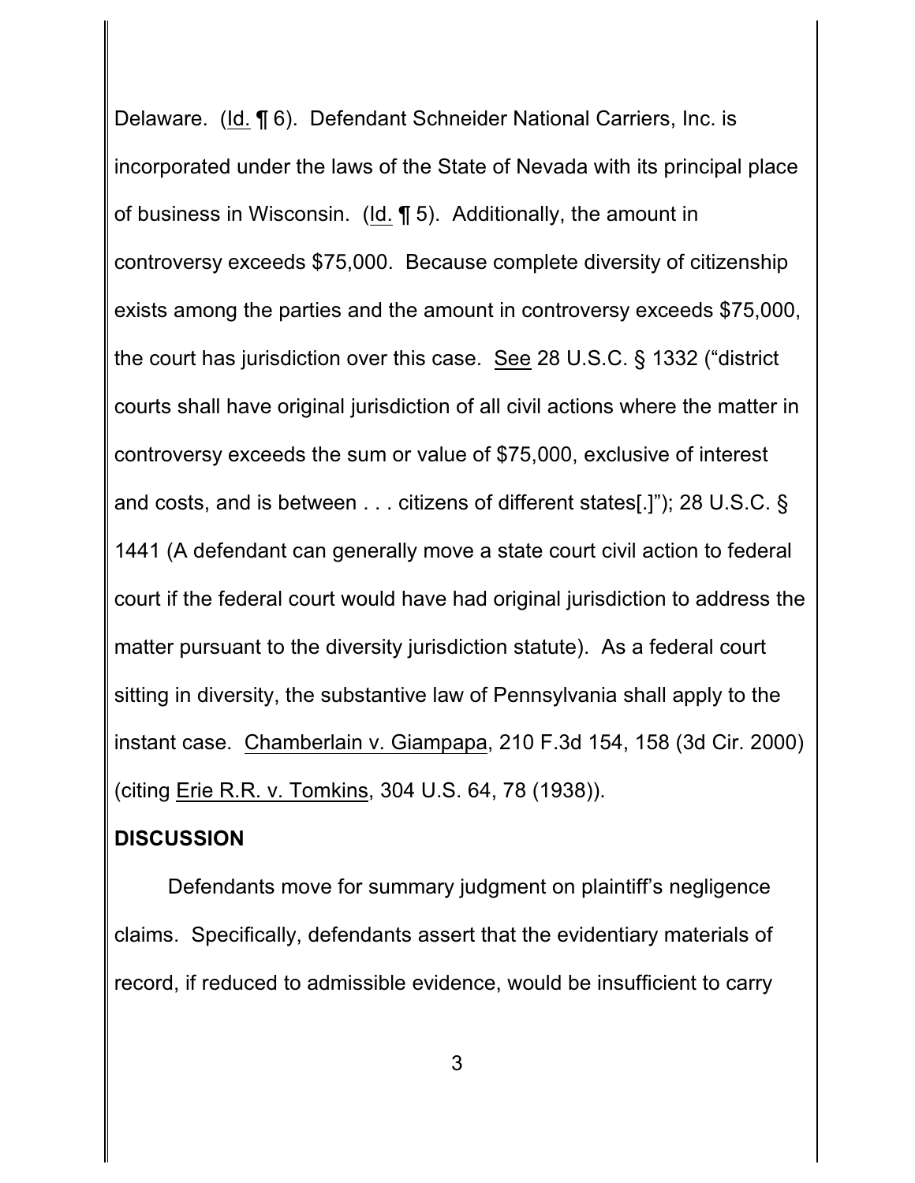Delaware. (Id. ¶ 6). Defendant Schneider National Carriers, Inc. is incorporated under the laws of the State of Nevada with its principal place of business in Wisconsin. (Id. ¶ 5). Additionally, the amount in controversy exceeds $75,000. Because complete diversity of citizenship exists among the parties and the amount in controversy exceeds $75,000, the court has jurisdiction over this case. See 28 U.S.C. § 1332 ("district courts shall have original jurisdiction of all civil actions where the matter in controversy exceeds the sum or value of $75,000, exclusive of interest and costs, and is between . . . citizens of different states[.]"); 28 U.S.C. § 1441 (A defendant can generally move a state court civil action to federal court if the federal court would have had original jurisdiction to address the matter pursuant to the diversity jurisdiction statute). As a federal court sitting in diversity, the substantive law of Pennsylvania shall apply to the instant case. Chamberlain v. Giampapa, 210 F.3d 154, 158 (3d Cir. 2000) (citing Erie R.R. v. Tomkins, 304 U.S. 64, 78 (1938)).

**DISCUSSION**

Defendants move for summary judgment on plaintiff's negligence claims. Specifically, defendants assert that the evidentiary materials of record, if reduced to admissible evidence, would be insufficient to carry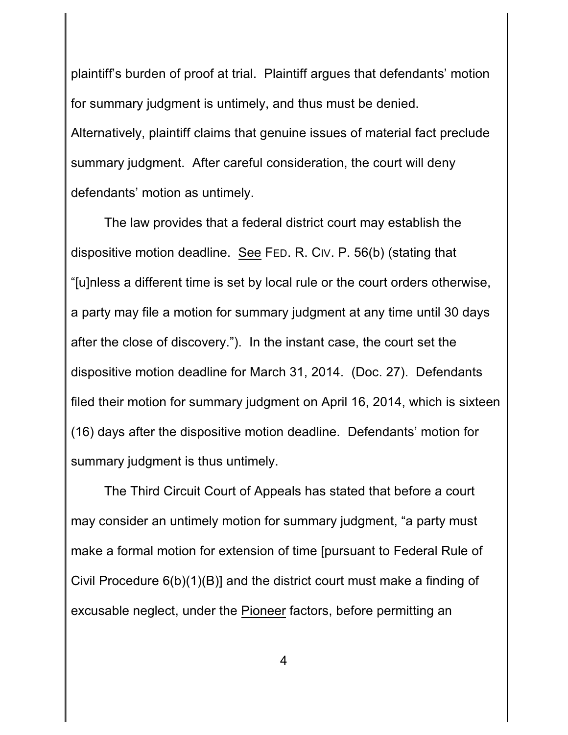plaintiff's burden of proof at trial. Plaintiff argues that defendants' motion for summary judgment is untimely, and thus must be denied. Alternatively, plaintiff claims that genuine issues of material fact preclude summary judgment. After careful consideration, the court will deny defendants' motion as untimely.

The law provides that a federal district court may establish the dispositive motion deadline. See FED. R. CIV. P. 56(b) (stating that "[u]nless a different time is set by local rule or the court orders otherwise, a party may file a motion for summary judgment at any time until 30 days after the close of discovery."). In the instant case, the court set the dispositive motion deadline for March 31, 2014. (Doc. 27). Defendants filed their motion for summary judgment on April 16, 2014, which is sixteen (16) days after the dispositive motion deadline. Defendants' motion for summary judgment is thus untimely.

The Third Circuit Court of Appeals has stated that before a court may consider an untimely motion for summary judgment, "a party must make a formal motion for extension of time [pursuant to Federal Rule of Civil Procedure 6(b)(1)(B)] and the district court must make a finding of excusable neglect, under the Pioneer factors, before permitting an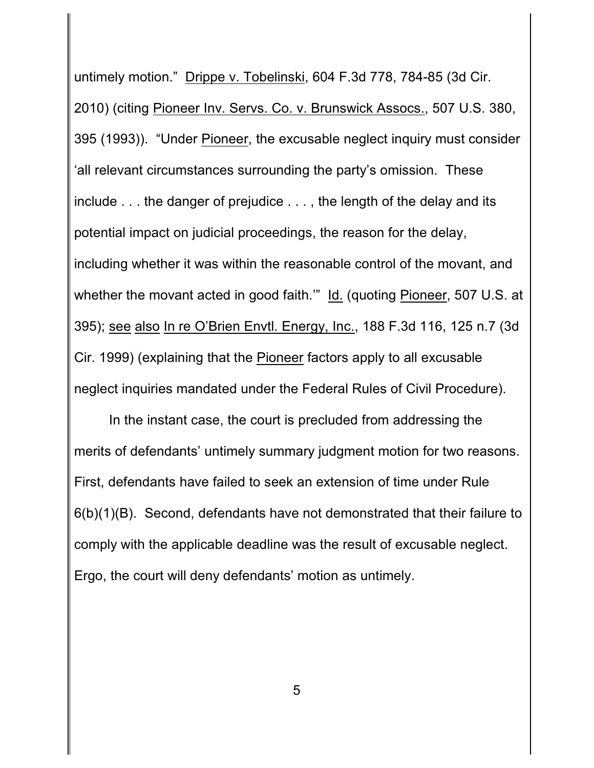untimely motion." Drippe v. Tobelinski, 604 F.3d 778, 784-85 (3d Cir. 2010) (citing Pioneer Inv. Servs. Co. v. Brunswick Assocs., 507 U.S. 380, 395 (1993)). "Under Pioneer, the excusable neglect inquiry must consider 'all relevant circumstances surrounding the party's omission. These include . . . the danger of prejudice . . . , the length of the delay and its potential impact on judicial proceedings, the reason for the delay, including whether it was within the reasonable control of the movant, and whether the movant acted in good faith.'" Id. (quoting Pioneer, 507 U.S. at 395); see also In re O'Brien Envtl. Energy, Inc., 188 F.3d 116, 125 n.7 (3d Cir. 1999) (explaining that the Pioneer factors apply to all excusable neglect inquiries mandated under the Federal Rules of Civil Procedure).

In the instant case, the court is precluded from addressing the merits of defendants' untimely summary judgment motion for two reasons. First, defendants have failed to seek an extension of time under Rule 6(b)(1)(B). Second, defendants have not demonstrated that their failure to comply with the applicable deadline was the result of excusable neglect. Ergo, the court will deny defendants' motion as untimely.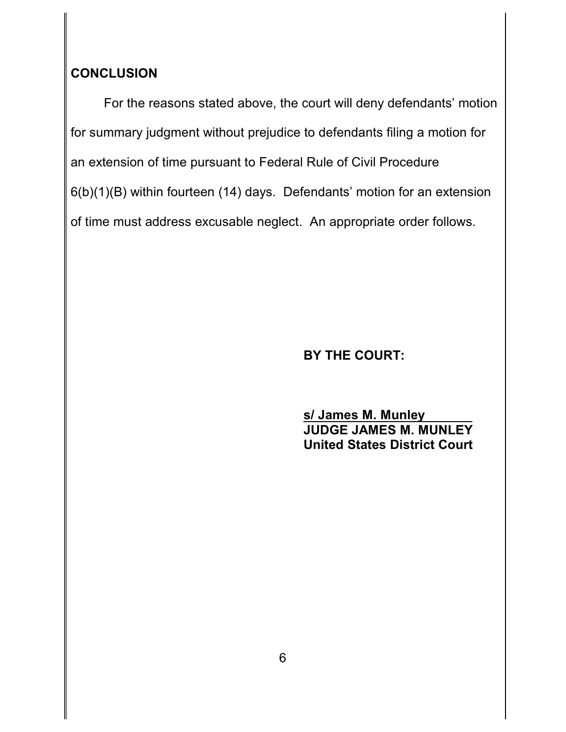## CONCLUSION

For the reasons stated above, the court will deny defendants' motion for summary judgment without prejudice to defendants filing a motion for an extension of time pursuant to Federal Rule of Civil Procedure 6(b)(1)(B) within fourteen (14) days. Defendants' motion for an extension of time must address excusable neglect. An appropriate order follows.

**BY THE COURT:**

**s/ James M. Munley**
**JUDGE JAMES M. MUNLEY**
**United States District Court**